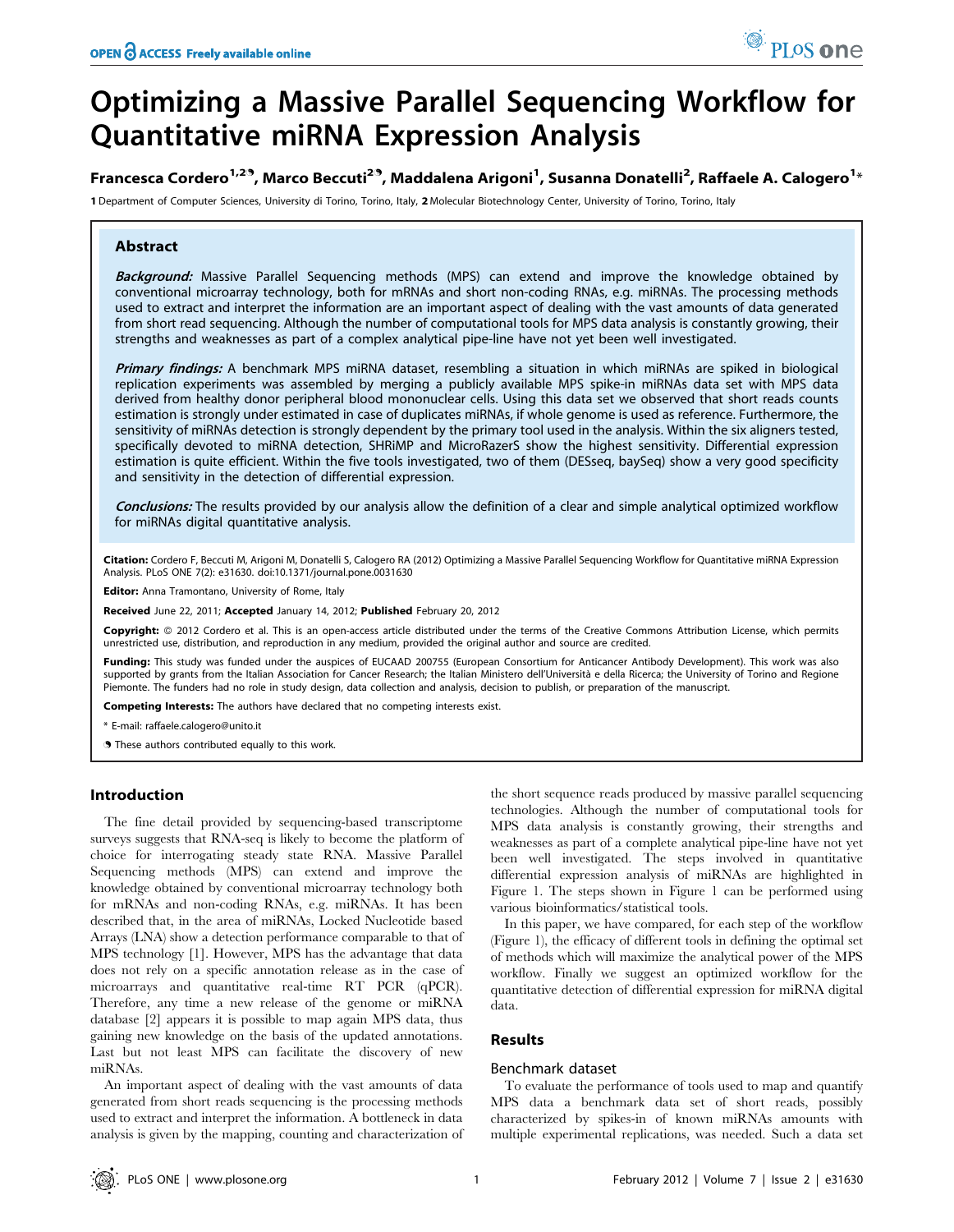# Optimizing a Massive Parallel Sequencing Workflow for Quantitative miRNA Expression Analysis

**Francesca Cordero[1,2], Marco Beccuti[2], Maddalena Arigoni[1], Susanna Donatelli[2], Raffaele A. Calogero[1]***

1 Department of Computer Sciences, University di Torino, Torino, Italy, 2 Molecular Biotechnology Center, University of Torino, Torino, Italy

## Abstract

***Background:*** Massive Parallel Sequencing methods (MPS) can extend and improve the knowledge obtained by conventional microarray technology, both for mRNAs and short non-coding RNAs, e.g. miRNAs. The processing methods used to extract and interpret the information are an important aspect of dealing with the vast amounts of data generated from short read sequencing. Although the number of computational tools for MPS data analysis is constantly growing, their strengths and weaknesses as part of a complex analytical pipe-line have not yet been well investigated.

***Primary findings:*** A benchmark MPS miRNA dataset, resembling a situation in which miRNAs are spiked in biological replication experiments was assembled by merging a publicly available MPS spike-in miRNAs data set with MPS data derived from healthy donor peripheral blood mononuclear cells. Using this data set we observed that short reads counts estimation is strongly under estimated in case of duplicates miRNAs, if whole genome is used as reference. Furthermore, the sensitivity of miRNAs detection is strongly dependent by the primary tool used in the analysis. Within the six aligners tested, specifically devoted to miRNA detection, SHRiMP and MicroRazerS show the highest sensitivity. Differential expression estimation is quite efficient. Within the five tools investigated, two of them (DESseq, baySeq) show a very good specificity and sensitivity in the detection of differential expression.

***Conclusions:*** The results provided by our analysis allow the definition of a clear and simple analytical optimized workflow for miRNAs digital quantitative analysis.

**Citation:** Cordero F, Beccuti M, Arigoni M, Donatelli S, Calogero RA (2012) Optimizing a Massive Parallel Sequencing Workflow for Quantitative miRNA Expression Analysis. PLoS ONE 7(2): e31630. doi:10.1371/journal.pone.0031630

**Editor:** Anna Tramontano, University of Rome, Italy

**Received** June 22, 2011; **Accepted** January 14, 2012; **Published** February 20, 2012

**Copyright:** © 2012 Cordero et al. This is an open-access article distributed under the terms of the Creative Commons Attribution License, which permits unrestricted use, distribution, and reproduction in any medium, provided the original author and source are credited.

**Funding:** This study was funded under the auspices of EUCAAD 200755 (European Consortium for Anticancer Antibody Development). This work was also supported by grants from the Italian Association for Cancer Research; the Italian Ministero dell'Università e della Ricerca; the University of Torino and Regione Piemonte. The funders had no role in study design, data collection and analysis, decision to publish, or preparation of the manuscript.

**Competing Interests:** The authors have declared that no competing interests exist.

\* E-mail: raffaele.calogero@unito.it

These authors contributed equally to this work.

## Introduction

The fine detail provided by sequencing-based transcriptome surveys suggests that RNA-seq is likely to become the platform of choice for interrogating steady state RNA. Massive Parallel Sequencing methods (MPS) can extend and improve the knowledge obtained by conventional microarray technology both for mRNAs and non-coding RNAs, e.g. miRNAs. It has been described that, in the area of miRNAs, Locked Nucleotide based Arrays (LNA) show a detection performance comparable to that of MPS technology [1]. However, MPS has the advantage that data does not rely on a specific annotation release as in the case of microarrays and quantitative real-time RT PCR (qPCR). Therefore, any time a new release of the genome or miRNA database [2] appears it is possible to map again MPS data, thus gaining new knowledge on the basis of the updated annotations. Last but not least MPS can facilitate the discovery of new miRNAs.

An important aspect of dealing with the vast amounts of data generated from short reads sequencing is the processing methods used to extract and interpret the information. A bottleneck in data analysis is given by the mapping, counting and characterization of the short sequence reads produced by massive parallel sequencing technologies. Although the number of computational tools for MPS data analysis is constantly growing, their strengths and weaknesses as part of a complete analytical pipe-line have not yet been well investigated. The steps involved in quantitative differential expression analysis of miRNAs are highlighted in Figure 1. The steps shown in Figure 1 can be performed using various bioinformatics/statistical tools.

In this paper, we have compared, for each step of the workflow (Figure 1), the efficacy of different tools in defining the optimal set of methods which will maximize the analytical power of the MPS workflow. Finally we suggest an optimized workflow for the quantitative detection of differential expression for miRNA digital data.

## Results

### Benchmark dataset

To evaluate the performance of tools used to map and quantify MPS data a benchmark data set of short reads, possibly characterized by spikes-in of known miRNAs amounts with multiple experimental replications, was needed. Such a data set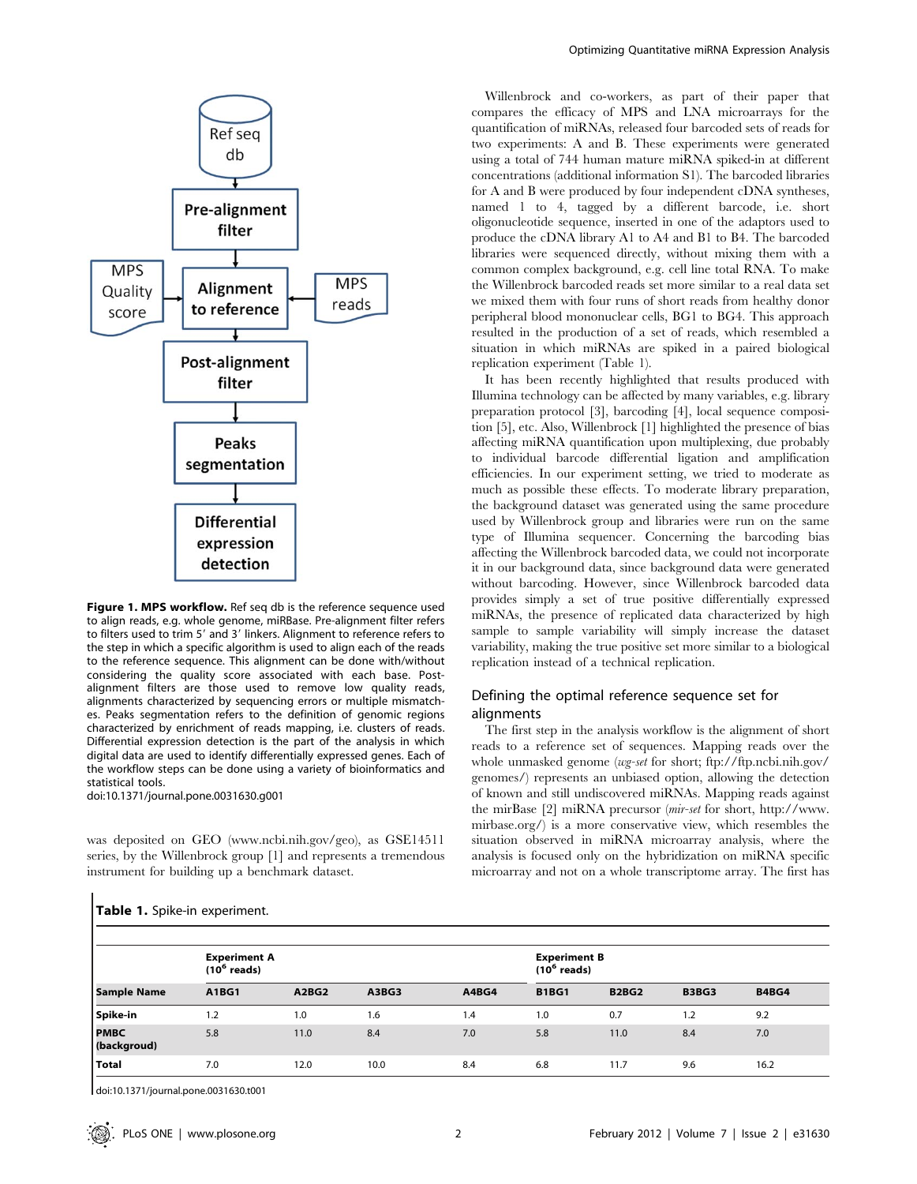Ref seq db

Pre-alignment filter

MPS Quality score

Alignment to reference

MPS reads

Post-alignment filter

Peaks segmentation

Differential expression detection

**Figure 1. MPS workflow.** Ref seq db is the reference sequence used to align reads, e.g. whole genome, miRBase. Pre-alignment filter refers to filters used to trim 5′ and 3′ linkers. Alignment to reference refers to the step in which a specific algorithm is used to align each of the reads to the reference sequence. This alignment can be done with/without considering the quality score associated with each base. Post-alignment filters are those used to remove low quality reads, alignments characterized by sequencing errors or multiple mismatches. Peaks segmentation refers to the definition of genomic regions characterized by enrichment of reads mapping, i.e. clusters of reads. Differential expression detection is the part of the analysis in which digital data are used to identify differentially expressed genes. Each of the workflow steps can be done using a variety of bioinformatics and statistical tools.
doi:10.1371/journal.pone.0031630.g001

was deposited on GEO (www.ncbi.nih.gov/geo), as GSE14511 series, by the Willenbrock group [1] and represents a tremendous instrument for building up a benchmark dataset.

Willenbrock and co-workers, as part of their paper that compares the efficacy of MPS and LNA microarrays for the quantification of miRNAs, released four barcoded sets of reads for two experiments: A and B. These experiments were generated using a total of 744 human mature miRNA spiked-in at different concentrations (additional information S1). The barcoded libraries for A and B were produced by four independent cDNA syntheses, named 1 to 4, tagged by a different barcode, i.e. short oligonucleotide sequence, inserted in one of the adaptors used to produce the cDNA library A1 to A4 and B1 to B4. The barcoded libraries were sequenced directly, without mixing them with a common complex background, e.g. cell line total RNA. To make the Willenbrock barcoded reads set more similar to a real data set we mixed them with four runs of short reads from healthy donor peripheral blood mononuclear cells, BG1 to BG4. This approach resulted in the production of a set of reads, which resembled a situation in which miRNAs are spiked in a paired biological replication experiment (Table 1).

It has been recently highlighted that results produced with Illumina technology can be affected by many variables, e.g. library preparation protocol [3], barcoding [4], local sequence composition [5], etc. Also, Willenbrock [1] highlighted the presence of bias affecting miRNA quantification upon multiplexing, due probably to individual barcode differential ligation and amplification efficiencies. In our experiment setting, we tried to moderate as much as possible these effects. To moderate library preparation, the background dataset was generated using the same procedure used by Willenbrock group and libraries were run on the same type of Illumina sequencer. Concerning the barcoding bias affecting the Willenbrock barcoded data, we could not incorporate it in our background data, since background data were generated without barcoding. However, since Willenbrock barcoded data provides simply a set of true positive differentially expressed miRNAs, the presence of replicated data characterized by high sample to sample variability will simply increase the dataset variability, making the true positive set more similar to a biological replication instead of a technical replication.

## Defining the optimal reference sequence set for alignments

The first step in the analysis workflow is the alignment of short reads to a reference set of sequences. Mapping reads over the whole unmasked genome (*wg-set* for short; ftp://ftp.ncbi.nih.gov/genomes/) represents an unbiased option, allowing the detection of known and still undiscovered miRNAs. Mapping reads against the mirBase [2] miRNA precursor (*mir-set* for short, http://www.mirbase.org/) is a more conservative view, which resembles the situation observed in miRNA microarray analysis, where the analysis is focused only on the hybridization on miRNA specific microarray and not on a whole transcriptome array. The first has

**Table 1.** Spike-in experiment.

| | Experiment A ($10^6$ reads) | | | | Experiment B ($10^6$ reads) | | | |
|---|---|---|---|---|---|---|---|---|
| **Sample Name** | **A1BG1** | **A2BG2** | **A3BG3** | **A4BG4** | **B1BG1** | **B2BG2** | **B3BG3** | **B4BG4** |
| **Spike-in** | 1.2 | 1.0 | 1.6 | 1.4 | 1.0 | 0.7 | 1.2 | 9.2 |
| **PMBC (backgroud)** | 5.8 | 11.0 | 8.4 | 7.0 | 5.8 | 11.0 | 8.4 | 7.0 |
| **Total** | 7.0 | 12.0 | 10.0 | 8.4 | 6.8 | 11.7 | 9.6 | 16.2 |

doi:10.1371/journal.pone.0031630.t001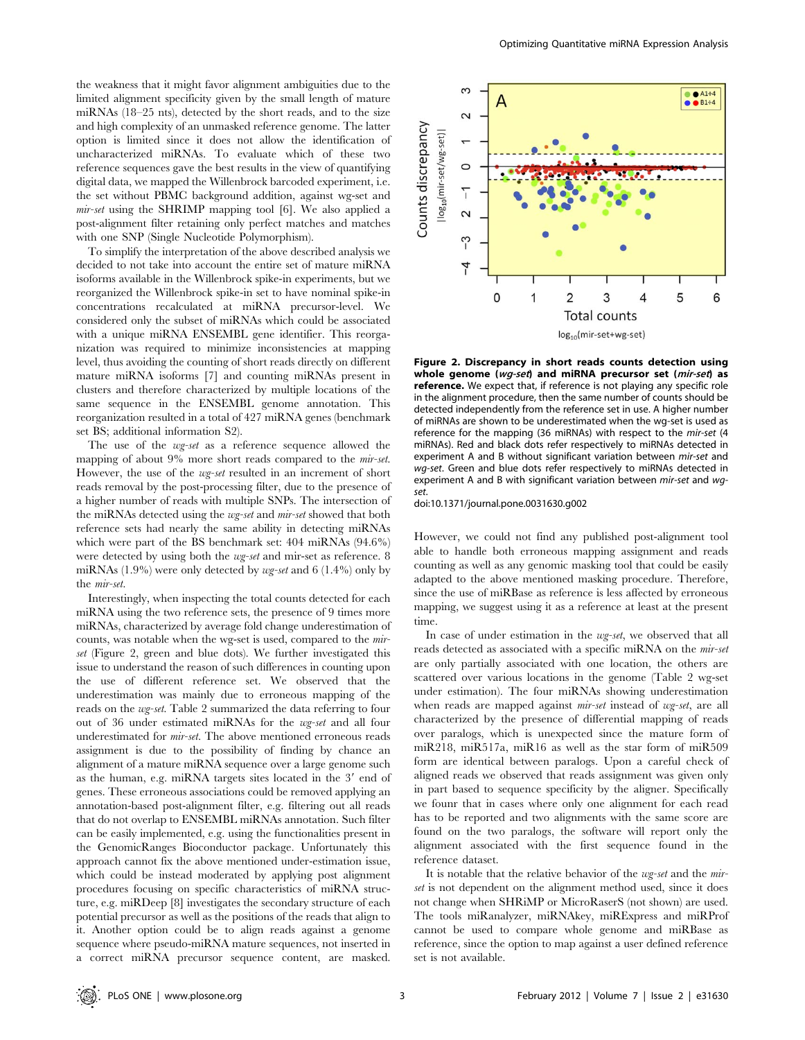the weakness that it might favor alignment ambiguities due to the limited alignment specificity given by the small length of mature miRNAs (18–25 nts), detected by the short reads, and to the size and high complexity of an unmasked reference genome. The latter option is limited since it does not allow the identification of uncharacterized miRNAs. To evaluate which of these two reference sequences gave the best results in the view of quantifying digital data, we mapped the Willenbrock barcoded experiment, i.e. the set without PBMC background addition, against wg-set and *mir-set* using the SHRIMP mapping tool [6]. We also applied a post-alignment filter retaining only perfect matches and matches with one SNP (Single Nucleotide Polymorphism).

To simplify the interpretation of the above described analysis we decided to not take into account the entire set of mature miRNA isoforms available in the Willenbrock spike-in experiments, but we reorganized the Willenbrock spike-in set to have nominal spike-in concentrations recalculated at miRNA precursor-level. We considered only the subset of miRNAs which could be associated with a unique miRNA ENSEMBL gene identifier. This reorganization was required to minimize inconsistencies at mapping level, thus avoiding the counting of short reads directly on different mature miRNA isoforms [7] and counting miRNAs present in clusters and therefore characterized by multiple locations of the same sequence in the ENSEMBL genome annotation. This reorganization resulted in a total of 427 miRNA genes (benchmark set BS; additional information S2).

The use of the *wg-set* as a reference sequence allowed the mapping of about 9% more short reads compared to the *mir-set*. However, the use of the *wg-set* resulted in an increment of short reads removal by the post-processing filter, due to the presence of a higher number of reads with multiple SNPs. The intersection of the miRNAs detected using the *wg-set* and *mir-set* showed that both reference sets had nearly the same ability in detecting miRNAs which were part of the BS benchmark set: 404 miRNAs (94.6%) were detected by using both the *wg-set* and mir-set as reference. 8 miRNAs (1.9%) were only detected by *wg-set* and 6 (1.4%) only by the *mir-set*.

Interestingly, when inspecting the total counts detected for each miRNA using the two reference sets, the presence of 9 times more miRNAs, characterized by average fold change underestimation of counts, was notable when the wg-set is used, compared to the *mir-set* (Figure 2, green and blue dots). We further investigated this issue to understand the reason of such differences in counting upon the use of different reference set. We observed that the underestimation was mainly due to erroneous mapping of the reads on the *wg-set*. Table 2 summarized the data referring to four out of 36 under estimated miRNAs for the *wg-set* and all four underestimated for *mir-set*. The above mentioned erroneous reads assignment is due to the possibility of finding by chance an alignment of a mature miRNA sequence over a large genome such as the human, e.g. miRNA targets sites located in the 3′ end of genes. These erroneous associations could be removed applying an annotation-based post-alignment filter, e.g. filtering out all reads that do not overlap to ENSEMBL miRNAs annotation. Such filter can be easily implemented, e.g. using the functionalities present in the GenomicRanges Bioconductor package. Unfortunately this approach cannot fix the above mentioned under-estimation issue, which could be instead moderated by applying post alignment procedures focusing on specific characteristics of miRNA structure, e.g. miRDeep [8] investigates the secondary structure of each potential precursor as well as the positions of the reads that align to it. Another option could be to align reads against a genome sequence where pseudo-miRNA mature sequences, not inserted in a correct miRNA precursor sequence content, are masked.

**Figure 2. Discrepancy in short reads counts detection using whole genome (*wg-set*) and miRNA precursor set (*mir-set*) as reference.** We expect that, if reference is not playing any specific role in the alignment procedure, then the same number of counts should be detected independently from the reference set in use. A higher number of miRNAs are shown to be underestimated when the wg-set is used as reference for the mapping (36 miRNAs) with respect to the *mir-set* (4 miRNAs). Red and black dots refer respectively to miRNAs detected in experiment A and B without significant variation between *mir-set* and *wg-set*. Green and blue dots refer respectively to miRNAs detected in experiment A and B with significant variation between *mir-set* and *wg-set*.
doi:10.1371/journal.pone.0031630.g002

However, we could not find any published post-alignment tool able to handle both erroneous mapping assignment and reads counting as well as any genomic masking tool that could be easily adapted to the above mentioned masking procedure. Therefore, since the use of miRBase as reference is less affected by erroneous mapping, we suggest using it as a reference at least at the present time.

In case of under estimation in the *wg-set*, we observed that all reads detected as associated with a specific miRNA on the *mir-set* are only partially associated with one location, the others are scattered over various locations in the genome (Table 2 wg-set under estimation). The four miRNAs showing underestimation when reads are mapped against *mir-set* instead of *wg-set*, are all characterized by the presence of differential mapping of reads over paralogs, which is unexpected since the mature form of miR218, miR517a, miR16 as well as the star form of miR509 form are identical between paralogs. Upon a careful check of aligned reads we observed that reads assignment was given only in part based to sequence specificity by the aligner. Specifically we founr that in cases where only one alignment for each read has to be reported and two alignments with the same score are found on the two paralogs, the software will report only the alignment associated with the first sequence found in the reference dataset.

It is notable that the relative behavior of the *wg-set* and the *mir-set* is not dependent on the alignment method used, since it does not change when SHRiMP or MicroRaserS (not shown) are used. The tools miRanalyzer, miRNAkey, miRExpress and miRProf cannot be used to compare whole genome and miRBase as reference, since the option to map against a user defined reference set is not available.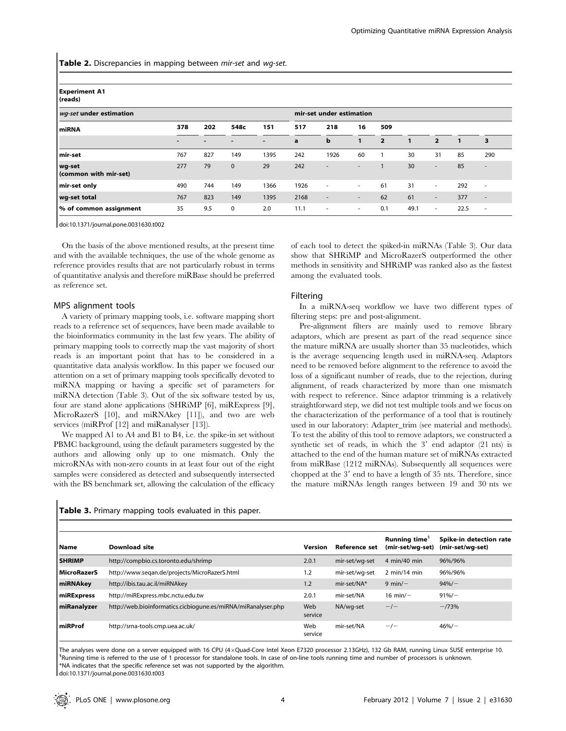**Table 2.** Discrepancies in mapping between *mir-set* and *wg-set*.

| Experiment A1 (reads) | | | | | | | | | | | | |
|---|---|---|---|---|---|---|---|---|---|---|---|---|
| *wg-set* under estimation | | | | | mir-set under estimation | | | | | | | |
| miRNA | 378 | 202 | 548c | 151 | 517 | 218 | 16 | 509 | | | | |
| | - | - | - | - | a | b | 1 | 2 | 1 | 2 | 1 | 3 |
| mir-set | 767 | 827 | 149 | 1395 | 242 | 1926 | 60 | 1 | 30 | 31 | 85 | 290 |
| wg-set (common with mir-set) | 277 | 79 | 0 | 29 | 242 | - | - | 1 | 30 | - | 85 | - |
| mir-set only | 490 | 744 | 149 | 1366 | 1926 | - | - | 61 | 31 | - | 292 | - |
| wg-set total | 767 | 823 | 149 | 1395 | 2168 | - | - | 62 | 61 | - | 377 | - |
| % of common assignment | 35 | 9.5 | 0 | 2.0 | 11.1 | - | - | 0.1 | 49.1 | - | 22.5 | - |

doi:10.1371/journal.pone.0031630.t002

On the basis of the above mentioned results, at the present time and with the available techniques, the use of the whole genome as reference provides results that are not particularly robust in terms of quantitative analysis and therefore miRBase should be preferred as reference set.

### MPS alignment tools

A variety of primary mapping tools, i.e. software mapping short reads to a reference set of sequences, have been made available to the bioinformatics community in the last few years. The ability of primary mapping tools to correctly map the vast majority of short reads is an important point that has to be considered in a quantitative data analysis workflow. In this paper we focused our attention on a set of primary mapping tools specifically devoted to miRNA mapping or having a specific set of parameters for miRNA detection (Table 3). Out of the six software tested by us, four are stand alone applications (SHRiMP [6], miRExpress [9], MicroRazerS [10], and miRNAkey [11]), and two are web services (miRProf [12] and miRanalyser [13]).

We mapped A1 to A4 and B1 to B4, i.e. the spike-in set without PBMC background, using the default parameters suggested by the authors and allowing only up to one mismatch. Only the microRNAs with non-zero counts in at least four out of the eight samples were considered as detected and subsequently intersected with the BS benchmark set, allowing the calculation of the efficacy of each tool to detect the spiked-in miRNAs (Table 3). Our data show that SHRiMP and MicroRazerS outperformed the other methods in sensitivity and SHRiMP was ranked also as the fastest among the evaluated tools.

### Filtering

In a miRNA-seq workflow we have two different types of filtering steps: pre and post-alignment.

Pre-alignment filters are mainly used to remove library adaptors, which are present as part of the read sequence since the mature miRNA are usually shorter than 35 nucleotides, which is the average sequencing length used in miRNA-seq. Adaptors need to be removed before alignment to the reference to avoid the loss of a significant number of reads, due to the rejection, during alignment, of reads characterized by more than one mismatch with respect to reference. Since adaptor trimming is a relatively straightforward step, we did not test multiple tools and we focus on the characterization of the performance of a tool that is routinely used in our laboratory: Adapter_trim (see material and methods). To test the ability of this tool to remove adaptors, we constructed a synthetic set of reads, in which the 3′ end adaptor (21 nts) is attached to the end of the human mature set of miRNAs extracted from miRBase (1212 miRNAs). Subsequently all sequences were chopped at the 3′ end to have a length of 35 nts. Therefore, since the mature miRNAs length ranges between 19 and 30 nts we

**Table 3.** Primary mapping tools evaluated in this paper.

| Name | Download site | Version | Reference set | Running time[§] (mir-set/wg-set) | Spike-in detection rate (mir-set/wg-set) |
|---|---|---|---|---|---|
| **SHRIMP** | http://compbio.cs.toronto.edu/shrimp | 2.0.1 | mir-set/wg-set | 4 min/40 min | 96%/96% |
| **MicroRazerS** | http://www.seqan.de/projects/MicroRazerS.html | 1.2 | mir-set/wg-set | 2 min/14 min | 96%/96% |
| **miRNAkey** | http://ibis.tau.ac.il/miRNAkey | 1.2 | mir-set/NA* | 9 min/− | 94%/− |
| **miRExpress** | http://miRExpress.mbc.nctu.edu.tw | 2.0.1 | mir-set/NA | 16 min/− | 91%/− |
| **miRanalyzer** | http://web.bioinformatics.cicbiogune.es/miRNA/miRanalyser.php | Web service | NA/wg-set | −/− | −/73% |
| **miRProf** | http://srna-tools.cmp.uea.ac.uk/ | Web service | mir-set/NA | −/− | 46%/− |

The analyses were done on a server equipped with 16 CPU (4×Quad-Core Intel Xeon E7320 processor 2.13GHz), 132 Gb RAM, running Linux SUSE enterprise 10.
[§]Running time is referred to the use of 1 processor for standalone tools. In case of on-line tools running time and number of processors is unknown.
*NA indicates that the specific reference set was not supported by the algorithm.
doi:10.1371/journal.pone.0031630.t003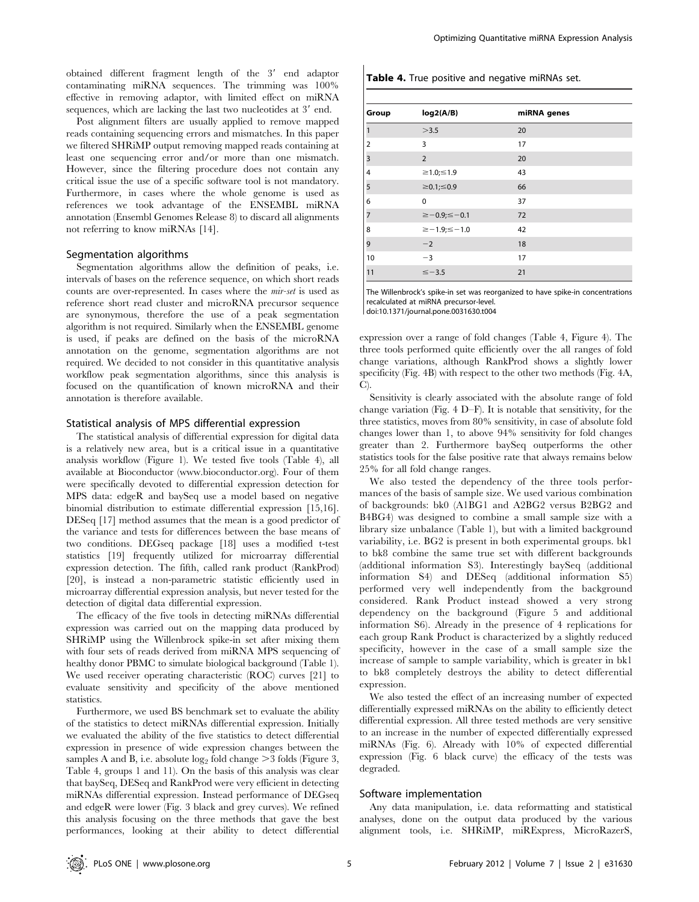obtained different fragment length of the 3′ end adaptor contaminating miRNA sequences. The trimming was 100% effective in removing adaptor, with limited effect on miRNA sequences, which are lacking the last two nucleotides at 3′ end.

Post alignment filters are usually applied to remove mapped reads containing sequencing errors and mismatches. In this paper we filtered SHRiMP output removing mapped reads containing at least one sequencing error and/or more than one mismatch. However, since the filtering procedure does not contain any critical issue the use of a specific software tool is not mandatory. Furthermore, in cases where the whole genome is used as references we took advantage of the ENSEMBL miRNA annotation (Ensembl Genomes Release 8) to discard all alignments not referring to know miRNAs [14].

### Segmentation algorithms

Segmentation algorithms allow the definition of peaks, i.e. intervals of bases on the reference sequence, on which short reads counts are over-represented. In cases where the *mir-set* is used as reference short read cluster and microRNA precursor sequence are synonymous, therefore the use of a peak segmentation algorithm is not required. Similarly when the ENSEMBL genome is used, if peaks are defined on the basis of the microRNA annotation on the genome, segmentation algorithms are not required. We decided to not consider in this quantitative analysis workflow peak segmentation algorithms, since this analysis is focused on the quantification of known microRNA and their annotation is therefore available.

### Statistical analysis of MPS differential expression

The statistical analysis of differential expression for digital data is a relatively new area, but is a critical issue in a quantitative analysis workflow (Figure 1). We tested five tools (Table 4), all available at Bioconductor (www.bioconductor.org). Four of them were specifically devoted to differential expression detection for MPS data: edgeR and baySeq use a model based on negative binomial distribution to estimate differential expression [15,16]. DESeq [17] method assumes that the mean is a good predictor of the variance and tests for differences between the base means of two conditions. DEGseq package [18] uses a modified t-test statistics [19] frequently utilized for microarray differential expression detection. The fifth, called rank product (RankProd) [20], is instead a non-parametric statistic efficiently used in microarray differential expression analysis, but never tested for the detection of digital data differential expression.

The efficacy of the five tools in detecting miRNAs differential expression was carried out on the mapping data produced by SHRiMP using the Willenbrock spike-in set after mixing them with four sets of reads derived from miRNA MPS sequencing of healthy donor PBMC to simulate biological background (Table 1). We used receiver operating characteristic (ROC) curves [21] to evaluate sensitivity and specificity of the above mentioned statistics.

Furthermore, we used BS benchmark set to evaluate the ability of the statistics to detect miRNAs differential expression. Initially we evaluated the ability of the five statistics to detect differential expression in presence of wide expression changes between the samples A and B, i.e. absolute $\log_2$ fold change >3 folds (Figure 3, Table 4, groups 1 and 11). On the basis of this analysis was clear that baySeq, DESeq and RankProd were very efficient in detecting miRNAs differential expression. Instead performance of DEGseq and edgeR were lower (Fig. 3 black and grey curves). We refined this analysis focusing on the three methods that gave the best performances, looking at their ability to detect differential expression over a range of fold changes (Table 4, Figure 4). The three tools performed quite efficiently over the all ranges of fold change variations, although RankProd shows a slightly lower specificity (Fig. 4B) with respect to the other two methods (Fig. 4A, C).

**Table 4.** True positive and negative miRNAs set.

| Group | log2(A/B) | miRNA genes |
|---|---|---|
| 1 | >3.5 | 20 |
| 2 | 3 | 17 |
| 3 | 2 | 20 |
| 4 | ≥1.0;≤1.9 | 43 |
| 5 | ≥0.1;≤0.9 | 66 |
| 6 | 0 | 37 |
| 7 | ≥−0.9;≤−0.1 | 72 |
| 8 | ≥−1.9;≤−1.0 | 42 |
| 9 | −2 | 18 |
| 10 | −3 | 17 |
| 11 | ≤−3.5 | 21 |

The Willenbrock's spike-in set was reorganized to have spike-in concentrations recalculated at miRNA precursor-level.

doi:10.1371/journal.pone.0031630.t004

Sensitivity is clearly associated with the absolute range of fold change variation (Fig. 4 D–F). It is notable that sensitivity, for the three statistics, moves from 80% sensitivity, in case of absolute fold changes lower than 1, to above 94% sensitivity for fold changes greater than 2. Furthermore baySeq outperforms the other statistics tools for the false positive rate that always remains below 25% for all fold change ranges.

We also tested the dependency of the three tools performances of the basis of sample size. We used various combination of backgrounds: bk0 (A1BG1 and A2BG2 versus B2BG2 and B4BG4) was designed to combine a small sample size with a library size unbalance (Table 1), but with a limited background variability, i.e. BG2 is present in both experimental groups. bk1 to bk8 combine the same true set with different backgrounds (additional information S3). Interestingly baySeq (additional information S4) and DESeq (additional information S5) performed very well independently from the background considered. Rank Product instead showed a very strong dependency on the background (Figure 5 and additional information S6). Already in the presence of 4 replications for each group Rank Product is characterized by a slightly reduced specificity, however in the case of a small sample size the increase of sample to sample variability, which is greater in bk1 to bk8 completely destroys the ability to detect differential expression.

We also tested the effect of an increasing number of expected differentially expressed miRNAs on the ability to efficiently detect differential expression. All three tested methods are very sensitive to an increase in the number of expected differentially expressed miRNAs (Fig. 6). Already with 10% of expected differential expression (Fig. 6 black curve) the efficacy of the tests was degraded.

### Software implementation

Any data manipulation, i.e. data reformatting and statistical analyses, done on the output data produced by the various alignment tools, i.e. SHRiMP, miRExpress, MicroRazerS,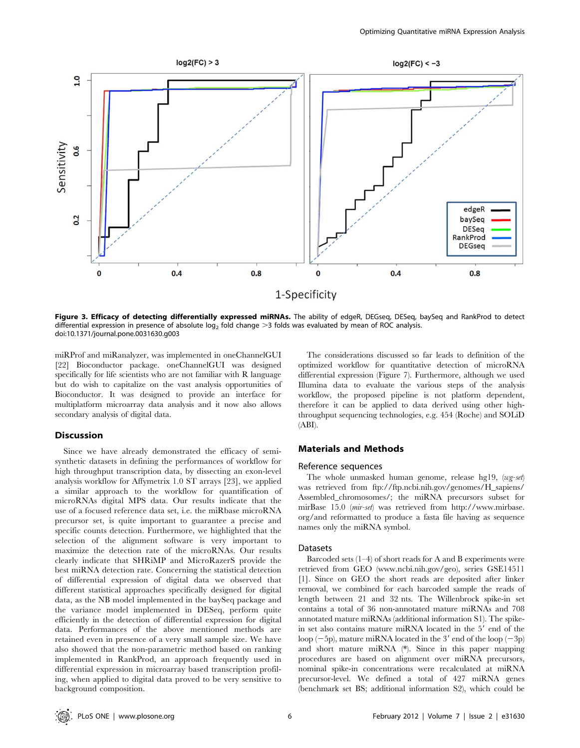**Figure 3. Efficacy of detecting differentially expressed miRNAs.** The ability of edgeR, DEGseq, DESeq, baySeq and RankProd to detect differential expression in presence of absolute $\log_2$ fold change >3 folds was evaluated by mean of ROC analysis.
doi:10.1371/journal.pone.0031630.g003

miRProf and miRanalyzer, was implemented in oneChannelGUI [22] Bioconductor package. oneChannelGUI was designed specifically for life scientists who are not familiar with R language but do wish to capitalize on the vast analysis opportunities of Bioconductor. It was designed to provide an interface for multiplatform microarray data analysis and it now also allows secondary analysis of digital data.

## Discussion

Since we have already demonstrated the efficacy of semi-synthetic datasets in defining the performances of workflow for high throughput transcription data, by dissecting an exon-level analysis workflow for Affymetrix 1.0 ST arrays [23], we applied a similar approach to the workflow for quantification of microRNAs digital MPS data. Our results indicate that the use of a focused reference data set, i.e. the miRbase microRNA precursor set, is quite important to guarantee a precise and specific counts detection. Furthermore, we highlighted that the selection of the alignment software is very important to maximize the detection rate of the microRNAs. Our results clearly indicate that SHRiMP and MicroRazerS provide the best miRNA detection rate. Concerning the statistical detection of differential expression of digital data we observed that different statistical approaches specifically designed for digital data, as the NB model implemented in the baySeq package and the variance model implemented in DESeq, perform quite efficiently in the detection of differential expression for digital data. Performances of the above mentioned methods are retained even in presence of a very small sample size. We have also showed that the non-parametric method based on ranking implemented in RankProd, an approach frequently used in differential expression in microarray based transcription profiling, when applied to digital data proved to be very sensitive to background composition.

The considerations discussed so far leads to definition of the optimized workflow for quantitative detection of microRNA differential expression (Figure 7). Furthermore, although we used Illumina data to evaluate the various steps of the analysis workflow, the proposed pipeline is not platform dependent, therefore it can be applied to data derived using other high-throughput sequencing technologies, e.g. 454 (Roche) and SOLiD (ABI).

## Materials and Methods

### Reference sequences

The whole unmasked human genome, release hg19, (*wg-set*) was retrieved from ftp://ftp.ncbi.nih.gov/genomes/H_sapiens/Assembled_chromosomes/; the miRNA precursors subset for mirBase 15.0 (*mir-set*) was retrieved from http://www.mirbase.org/and reformatted to produce a fasta file having as sequence names only the miRNA symbol.

### Datasets

Barcoded sets (1–4) of short reads for A and B experiments were retrieved from GEO (www.ncbi.nih.gov/geo), series GSE14511 [1]. Since on GEO the short reads are deposited after linker removal, we combined for each barcoded sample the reads of length between 21 and 32 nts. The Willenbrock spike-in set contains a total of 36 non-annotated mature miRNAs and 708 annotated mature miRNAs (additional information S1). The spike-in set also contains mature miRNA located in the 5′ end of the loop (−5p), mature miRNA located in the 3′ end of the loop (−3p) and short mature miRNA (*). Since in this paper mapping procedures are based on alignment over miRNA precursors, nominal spike-in concentrations were recalculated at miRNA precursor-level. We defined a total of 427 miRNA genes (benchmark set BS; additional information S2), which could be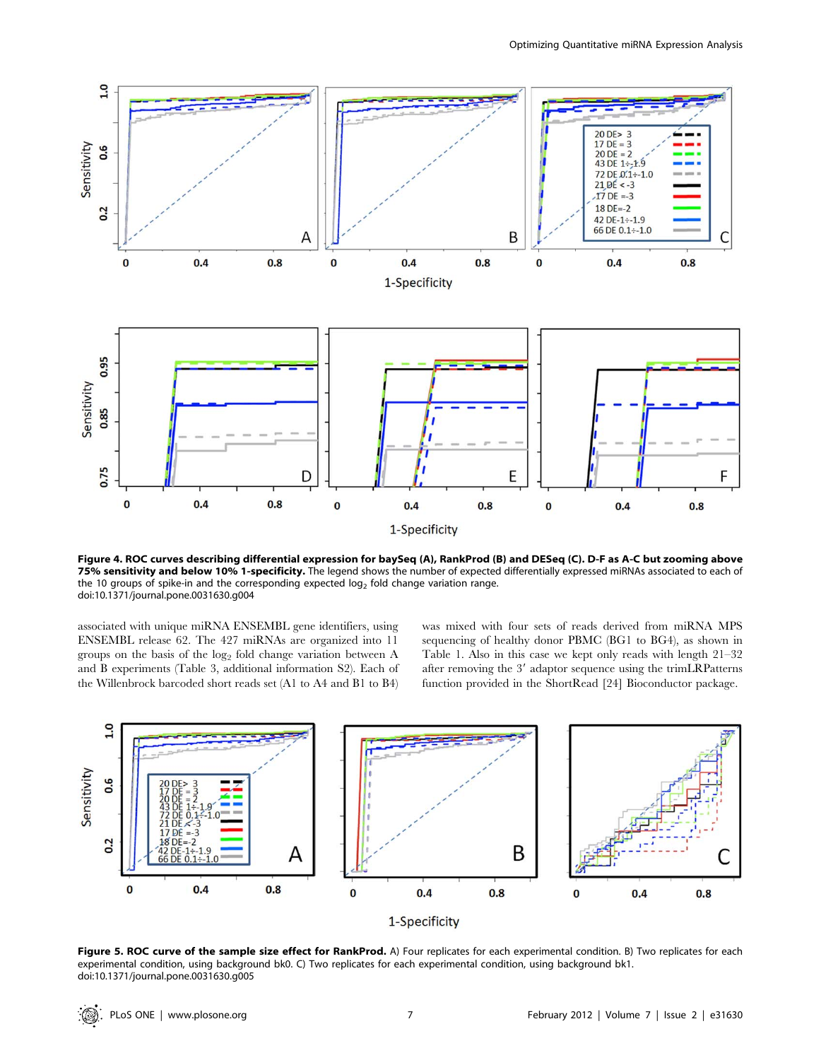**Figure 4. ROC curves describing differential expression for baySeq (A), RankProd (B) and DESeq (C). D-F as A-C but zooming above 75% sensitivity and below 10% 1-specificity.** The legend shows the number of expected differentially expressed miRNAs associated to each of the 10 groups of spike-in and the corresponding expected $\log_2$ fold change variation range.
doi:10.1371/journal.pone.0031630.g004

associated with unique miRNA ENSEMBL gene identifiers, using ENSEMBL release 62. The 427 miRNAs are organized into 11 groups on the basis of the $\log_2$ fold change variation between A and B experiments (Table 3, additional information S2). Each of the Willenbrock barcoded short reads set (A1 to A4 and B1 to B4) was mixed with four sets of reads derived from miRNA MPS sequencing of healthy donor PBMC (BG1 to BG4), as shown in Table 1. Also in this case we kept only reads with length 21–32 after removing the 3′ adaptor sequence using the trimLRPatterns function provided in the ShortRead [24] Bioconductor package.

**Figure 5. ROC curve of the sample size effect for RankProd.** A) Four replicates for each experimental condition. B) Two replicates for each experimental condition, using background bk0. C) Two replicates for each experimental condition, using background bk1.
doi:10.1371/journal.pone.0031630.g005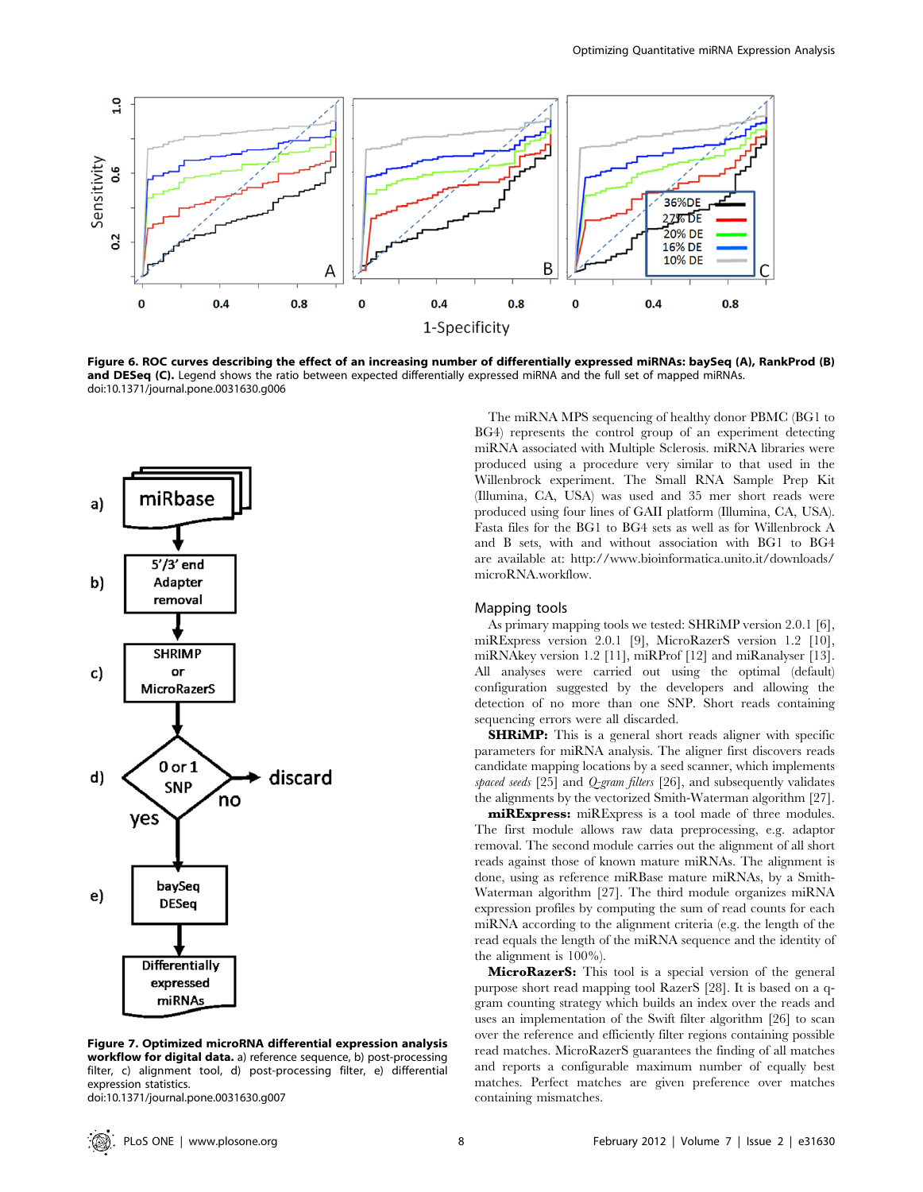Figure 6. ROC curves describing the effect of an increasing number of differentially expressed miRNAs: baySeq (A), RankProd (B) and DESeq (C). Legend shows the ratio between expected differentially expressed miRNA and the full set of mapped miRNAs.
doi:10.1371/journal.pone.0031630.g006

Figure 7. Optimized microRNA differential expression analysis workflow for digital data. a) reference sequence, b) post-processing filter, c) alignment tool, d) post-processing filter, e) differential expression statistics.
doi:10.1371/journal.pone.0031630.g007

The miRNA MPS sequencing of healthy donor PBMC (BG1 to BG4) represents the control group of an experiment detecting miRNA associated with Multiple Sclerosis. miRNA libraries were produced using a procedure very similar to that used in the Willenbrock experiment. The Small RNA Sample Prep Kit (Illumina, CA, USA) was used and 35 mer short reads were produced using four lines of GAII platform (Illumina, CA, USA). Fasta files for the BG1 to BG4 sets as well as for Willenbrock A and B sets, with and without association with BG1 to BG4 are available at: http://www.bioinformatica.unito.it/downloads/microRNA.workflow.

## Mapping tools

As primary mapping tools we tested: SHRiMP version 2.0.1 [6], miRExpress version 2.0.1 [9], MicroRazerS version 1.2 [10], miRNAkey version 1.2 [11], miRProf [12] and miRanalyser [13]. All analyses were carried out using the optimal (default) configuration suggested by the developers and allowing the detection of no more than one SNP. Short reads containing sequencing errors were all discarded.

**SHRiMP:** This is a general short reads aligner with specific parameters for miRNA analysis. The aligner first discovers reads candidate mapping locations by a seed scanner, which implements *spaced seeds* [25] and *Q-gram filters* [26], and subsequently validates the alignments by the vectorized Smith-Waterman algorithm [27].

**miRExpress:** miRExpress is a tool made of three modules. The first module allows raw data preprocessing, e.g. adaptor removal. The second module carries out the alignment of all short reads against those of known mature miRNAs. The alignment is done, using as reference miRBase mature miRNAs, by a Smith-Waterman algorithm [27]. The third module organizes miRNA expression profiles by computing the sum of read counts for each miRNA according to the alignment criteria (e.g. the length of the read equals the length of the miRNA sequence and the identity of the alignment is 100%).

**MicroRazerS:** This tool is a special version of the general purpose short read mapping tool RazerS [28]. It is based on a q-gram counting strategy which builds an index over the reads and uses an implementation of the Swift filter algorithm [26] to scan over the reference and efficiently filter regions containing possible read matches. MicroRazerS guarantees the finding of all matches and reports a configurable maximum number of equally best matches. Perfect matches are given preference over matches containing mismatches.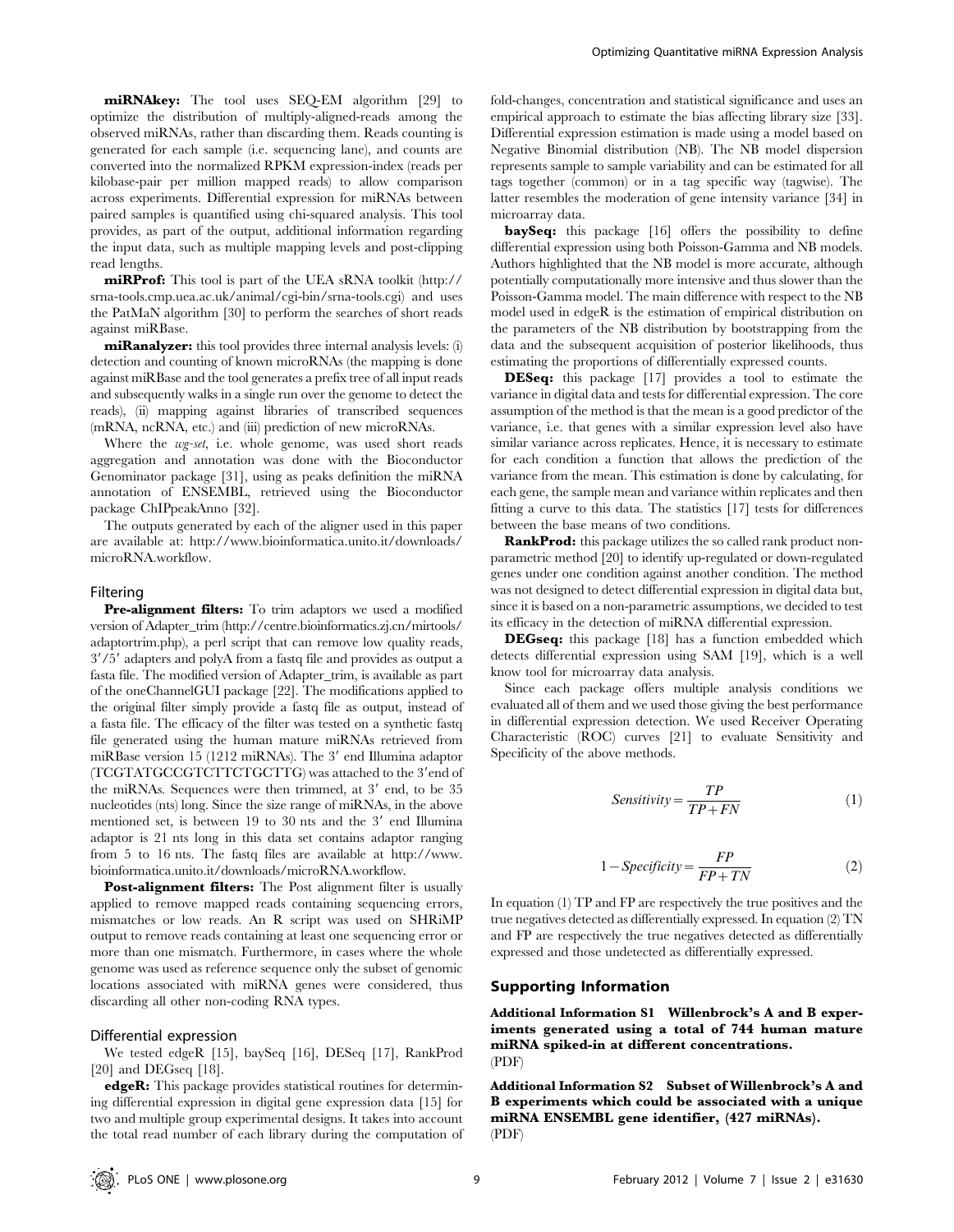**miRNAkey:** The tool uses SEQ-EM algorithm [29] to optimize the distribution of multiply-aligned-reads among the observed miRNAs, rather than discarding them. Reads counting is generated for each sample (i.e. sequencing lane), and counts are converted into the normalized RPKM expression-index (reads per kilobase-pair per million mapped reads) to allow comparison across experiments. Differential expression for miRNAs between paired samples is quantified using chi-squared analysis. This tool provides, as part of the output, additional information regarding the input data, such as multiple mapping levels and post-clipping read lengths.

**miRProf:** This tool is part of the UEA sRNA toolkit (http://srna-tools.cmp.uea.ac.uk/animal/cgi-bin/srna-tools.cgi) and uses the PatMaN algorithm [30] to perform the searches of short reads against miRBase.

**miRanalyzer:** this tool provides three internal analysis levels: (i) detection and counting of known microRNAs (the mapping is done against miRBase and the tool generates a prefix tree of all input reads and subsequently walks in a single run over the genome to detect the reads), (ii) mapping against libraries of transcribed sequences (mRNA, ncRNA, etc.) and (iii) prediction of new microRNAs.

Where the *wg-set*, i.e. whole genome, was used short reads aggregation and annotation was done with the Bioconductor Genominator package [31], using as peaks definition the miRNA annotation of ENSEMBL, retrieved using the Bioconductor package ChIPpeakAnno [32].

The outputs generated by each of the aligner used in this paper are available at: http://www.bioinformatica.unito.it/downloads/microRNA.workflow.

### Filtering

**Pre-alignment filters:** To trim adaptors we used a modified version of Adapter_trim (http://centre.bioinformatics.zj.cn/mirtools/adaptortrim.php), a perl script that can remove low quality reads, 3′/5′ adapters and polyA from a fastq file and provides as output a fasta file. The modified version of Adapter_trim, is available as part of the oneChannelGUI package [22]. The modifications applied to the original filter simply provide a fastq file as output, instead of a fasta file. The efficacy of the filter was tested on a synthetic fastq file generated using the human mature miRNAs retrieved from miRBase version 15 (1212 miRNAs). The 3′ end Illumina adaptor (TCGTATGCCGTCTTCTGCTTG) was attached to the 3′end of the miRNAs. Sequences were then trimmed, at 3′ end, to be 35 nucleotides (nts) long. Since the size range of miRNAs, in the above mentioned set, is between 19 to 30 nts and the 3′ end Illumina adaptor is 21 nts long in this data set contains adaptor ranging from 5 to 16 nts. The fastq files are available at http://www.bioinformatica.unito.it/downloads/microRNA.workflow.

**Post-alignment filters:** The Post alignment filter is usually applied to remove mapped reads containing sequencing errors, mismatches or low reads. An R script was used on SHRiMP output to remove reads containing at least one sequencing error or more than one mismatch. Furthermore, in cases where the whole genome was used as reference sequence only the subset of genomic locations associated with miRNA genes were considered, thus discarding all other non-coding RNA types.

### Differential expression

We tested edgeR [15], baySeq [16], DESeq [17], RankProd [20] and DEGseq [18].

**edgeR:** This package provides statistical routines for determining differential expression in digital gene expression data [15] for two and multiple group experimental designs. It takes into account the total read number of each library during the computation of fold-changes, concentration and statistical significance and uses an empirical approach to estimate the bias affecting library size [33]. Differential expression estimation is made using a model based on Negative Binomial distribution (NB). The NB model dispersion represents sample to sample variability and can be estimated for all tags together (common) or in a tag specific way (tagwise). The latter resembles the moderation of gene intensity variance [34] in microarray data.

**baySeq:** this package [16] offers the possibility to define differential expression using both Poisson-Gamma and NB models. Authors highlighted that the NB model is more accurate, although potentially computationally more intensive and thus slower than the Poisson-Gamma model. The main difference with respect to the NB model used in edgeR is the estimation of empirical distribution on the parameters of the NB distribution by bootstrapping from the data and the subsequent acquisition of posterior likelihoods, thus estimating the proportions of differentially expressed counts.

**DESeq:** this package [17] provides a tool to estimate the variance in digital data and tests for differential expression. The core assumption of the method is that the mean is a good predictor of the variance, i.e. that genes with a similar expression level also have similar variance across replicates. Hence, it is necessary to estimate for each condition a function that allows the prediction of the variance from the mean. This estimation is done by calculating, for each gene, the sample mean and variance within replicates and then fitting a curve to this data. The statistics [17] tests for differences between the base means of two conditions.

**RankProd:** this package utilizes the so called rank product non-parametric method [20] to identify up-regulated or down-regulated genes under one condition against another condition. The method was not designed to detect differential expression in digital data but, since it is based on a non-parametric assumptions, we decided to test its efficacy in the detection of miRNA differential expression.

**DEGseq:** this package [18] has a function embedded which detects differential expression using SAM [19], which is a well know tool for microarray data analysis.

Since each package offers multiple analysis conditions we evaluated all of them and we used those giving the best performance in differential expression detection. We used Receiver Operating Characteristic (ROC) curves [21] to evaluate Sensitivity and Specificity of the above methods.

$$Sensitivity = \frac{TP}{TP+FN} \tag{1}$$

$$1 - Specificity = \frac{FP}{FP+TN} \tag{2}$$

In equation (1) TP and FP are respectively the true positives and the true negatives detected as differentially expressed. In equation (2) TN and FP are respectively the true negatives detected as differentially expressed and those undetected as differentially expressed.

## Supporting Information

**Additional Information S1 Willenbrock's A and B experiments generated using a total of 744 human mature miRNA spiked-in at different concentrations.**
(PDF)

**Additional Information S2 Subset of Willenbrock's A and B experiments which could be associated with a unique miRNA ENSEMBL gene identifier, (427 miRNAs).**
(PDF)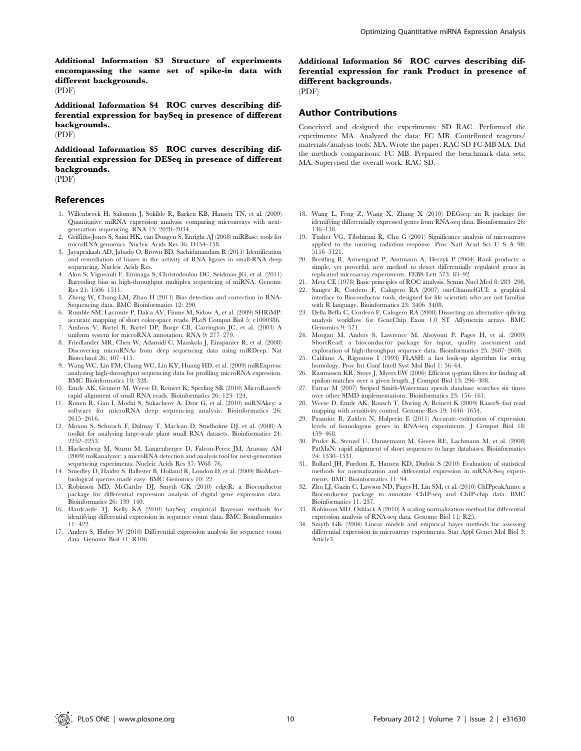**Additional Information S3 Structure of experiments encompassing the same set of spike-in data with different backgrounds.**
(PDF)

**Additional Information S4 ROC curves describing differential expression for baySeq in presence of different backgrounds.**
(PDF)

**Additional Information S5 ROC curves describing differential expression for DESeq in presence of different backgrounds.**
(PDF)

**Additional Information S6 ROC curves describing differential expression for rank Product in presence of different backgrounds.**
(PDF)

## Author Contributions

Conceived and designed the experiments: SD RAC. Performed the experiments: MA. Analyzed the data: FC MB. Contributed reagents/materials/analysis tools: MA. Wrote the paper: RAC SD FC MB MA. Did the methods comparisons: FC MB. Prepared the benchmark data sets: MA. Supervised the overall work: RAC SD.

## References

1. Willenbrock H, Salomon J, Sokilde R, Barken KB, Hansen TN, et al. (2009) Quantitative miRNA expression analysis: comparing microarrays with next-generation sequencing. RNA 15: 2028–2034.
2. Griffiths-Jones S, Saini HK, van Dongen S, Enright AJ (2008) miRBase: tools for microRNA genomics. Nucleic Acids Res 36: D154–158.
3. Jayaprakash AD, Jabado O, Brown BD, Sachidanandam R (2011) Identification and remediation of biases in the activity of RNA ligases in small-RNA deep sequencing. Nucleic Acids Res.
4. Alon S, Vigneault F, Eminaga S, Christodoulou DC, Seidman JG, et al. (2011) Barcoding bias in high-throughput multiplex sequencing of miRNA. Genome Res 21: 1506–1511.
5. Zheng W, Chung LM, Zhao H (2011) Bias detection and correction in RNA-Sequencing data. BMC Bioinformatics 12: 290.
6. Rumble SM, Lacroute P, Dalca AV, Fiume M, Sidow A, et al. (2009) SHRiMP: accurate mapping of short color-space reads. PLoS Comput Biol 5: e1000386.
7. Ambros V, Bartel B, Bartel DP, Burge CB, Carrington JC, et al. (2003) A uniform system for microRNA annotation. RNA 9: 277–279.
8. Friedlander MR, Chen W, Adamidi C, Maaskola J, Einspanier R, et al. (2008) Discovering microRNAs from deep sequencing data using miRDeep. Nat Biotechnol 26: 407–415.
9. Wang WC, Lin FM, Chang WC, Lin KY, Huang HD, et al. (2009) miRExpress: analyzing high-throughput sequencing data for profiling microRNA expression. BMC Bioinformatics 10: 328.
10. Emde AK, Grunert M, Weese D, Reinert K, Sperling SR (2010) MicroRazerS: rapid alignment of small RNA reads. Bioinformatics 26: 123–124.
11. Ronen R, Gan I, Modai S, Sukacheov A, Dror G, et al. (2010) miRNAkey: a software for microRNA deep sequencing analysis. Bioinformatics 26: 2615–2616.
12. Moxon S, Schwach F, Dalmay T, Maclean D, Studholme DJ, et al. (2008) A toolkit for analysing large-scale plant small RNA datasets. Bioinformatics 24: 2252–2253.
13. Hackenberg M, Sturm M, Langenberger D, Falcon-Perez JM, Aransay AM (2009) miRanalyzer: a microRNA detection and analysis tool for next-generation sequencing experiments. Nucleic Acids Res 37: W68–76.
14. Smedley D, Haider S, Ballester B, Holland R, London D, et al. (2009) BioMart–biological queries made easy. BMC Genomics 10: 22.
15. Robinson MD, McCarthy DJ, Smyth GK (2010) edgeR: a Bioconductor package for differential expression analysis of digital gene expression data. Bioinformatics 26: 139–140.
16. Hardcastle TJ, Kelly KA (2010) baySeq: empirical Bayesian methods for identifying differential expression in sequence count data. BMC Bioinformatics 11: 422.
17. Anders S, Huber W (2010) Differential expression analysis for sequence count data. Genome Biol 11: R106.
18. Wang L, Feng Z, Wang X, Zhang X (2010) DEGseq: an R package for identifying differentially expressed genes from RNA-seq data. Bioinformatics 26: 136–138.
19. Tusher VG, Tibshirani R, Chu G (2001) Significance analysis of microarrays applied to the ionizing radiation response. Proc Natl Acad Sci U S A 98: 5116–5121.
20. Breitling R, Armengaud P, Amtmann A, Herzyk P (2004) Rank products: a simple, yet powerful, new method to detect differentially regulated genes in replicated microarray experiments. FEBS Lett 573: 83–92.
21. Metz CE (1978) Basic principles of ROC analysis. Semin Nucl Med 8: 283–298.
22. Sanges R, Cordero F, Calogero RA (2007) oneChannelGUI: a graphical interface to Bioconductor tools, designed for life scientists who are not familiar with R language. Bioinformatics 23: 3406–3408.
23. Della Beffa C, Cordero F, Calogero RA (2008) Dissecting an alternative splicing analysis workflow for GeneChip Exon 1.0 ST Affymetrix arrays. BMC Genomics 9: 571.
24. Morgan M, Anders S, Lawrence M, Aboyoun P, Pages H, et al. (2009) ShortRead: a bioconductor package for input, quality assessment and exploration of high-throughput sequence data. Bioinformatics 25: 2607–2608.
25. Califano A, Rigoutsos I (1993) FLASH: a fast look-up algorithm for string homology. Proc Int Conf Intell Syst Mol Biol 1: 56–64.
26. Rasmussen KR, Stoye J, Myers EW (2006) Efficient q-gram filters for finding all epsilon-matches over a given length. J Comput Biol 13: 296–308.
27. Farrar M (2007) Striped Smith-Waterman speeds database searches six times over other SIMD implementations. Bioinformatics 23: 156–161.
28. Weese D, Emde AK, Rausch T, Doring A, Reinert K (2009) RazerS–fast read mapping with sensitivity control. Genome Res 19: 1646–1654.
29. Pasaniuc B, Zaitlen N, Halperin E (2011) Accurate estimation of expression levels of homologous genes in RNA-seq experiments. J Comput Biol 18: 459–468.
30. Prufer K, Stenzel U, Dannemann M, Green RE, Lachmann M, et al. (2008) PatMaN: rapid alignment of short sequences to large databases. Bioinformatics 24: 1530–1531.
31. Bullard JH, Purdom E, Hansen KD, Dudoit S (2010) Evaluation of statistical methods for normalization and differential expression in mRNA-Seq experiments. BMC Bioinformatics 11: 94.
32. Zhu LJ, Gazin C, Lawson ND, Pages H, Lin SM, et al. (2010) ChIPpeakAnno: a Bioconductor package to annotate ChIP-seq and ChIP-chip data. BMC Bioinformatics 11: 237.
33. Robinson MD, Oshlack A (2010) A scaling normalization method for differential expression analysis of RNA-seq data. Genome Biol 11: R25.
34. Smyth GK (2004) Linear models and empirical bayes methods for assessing differential expression in microarray experiments. Stat Appl Genet Mol Biol 3: Article3.